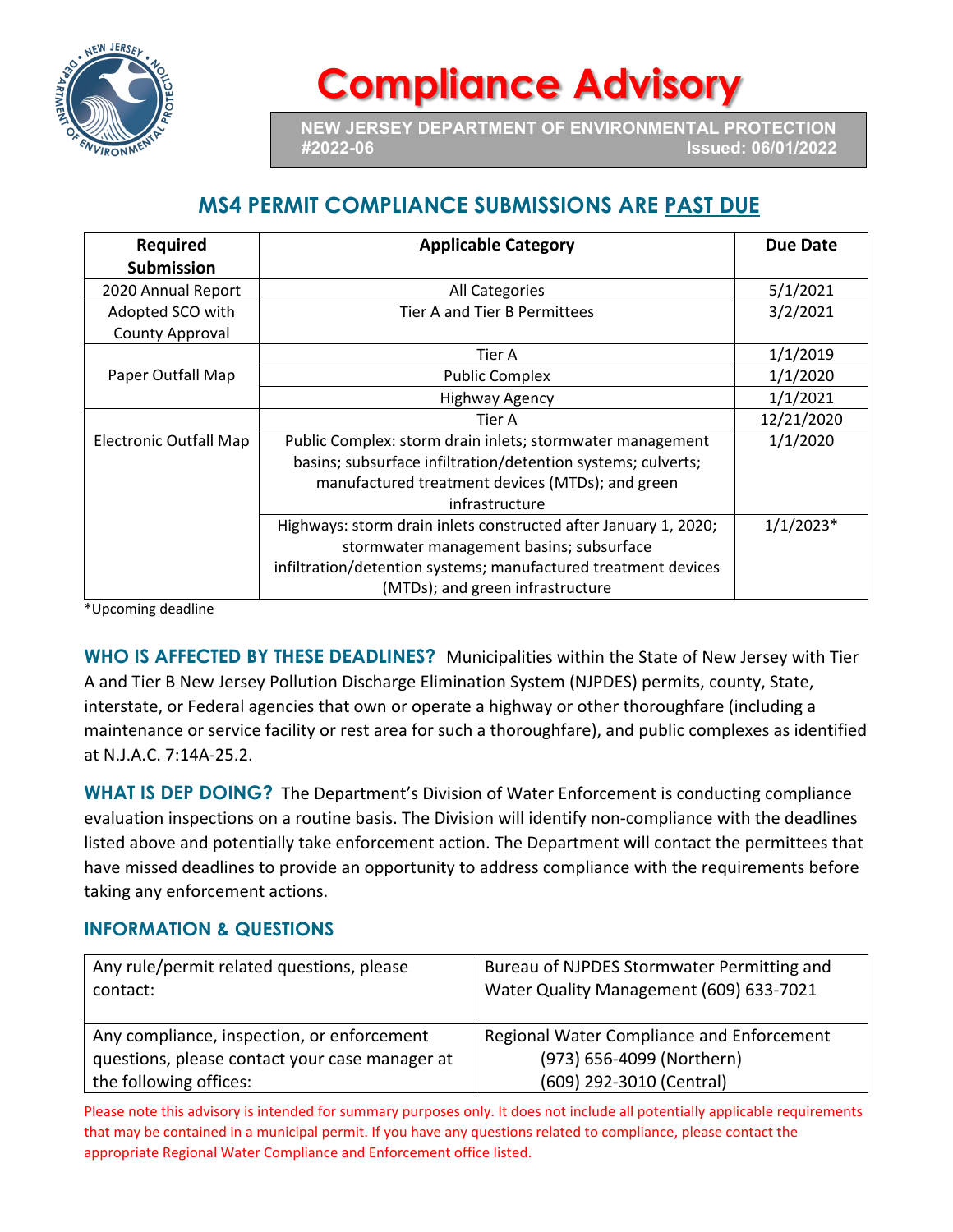# Compliance Advisory

**NEW JERSEY DEPARTMENT OF ENVIRONMENTAL PROTECTION**
**#2022-06 Issued: 06/01/2022**

## MS4 PERMIT COMPLIANCE SUBMISSIONS ARE PAST DUE

| Required Submission | Applicable Category | Due Date |
|---|---|---|
| 2020 Annual Report | All Categories | 5/1/2021 |
| Adopted SCO with County Approval | Tier A and Tier B Permittees | 3/2/2021 |
| Paper Outfall Map | Tier A | 1/1/2019 |
| | Public Complex | 1/1/2020 |
| | Highway Agency | 1/1/2021 |
| Electronic Outfall Map | Tier A | 12/21/2020 |
| | Public Complex: storm drain inlets; stormwater management basins; subsurface infiltration/detention systems; culverts; manufactured treatment devices (MTDs); and green infrastructure | 1/1/2020 |
| | Highways: storm drain inlets constructed after January 1, 2020; stormwater management basins; subsurface infiltration/detention systems; manufactured treatment devices (MTDs); and green infrastructure | 1/1/2023* |

*Upcoming deadline

**WHO IS AFFECTED BY THESE DEADLINES?** Municipalities within the State of New Jersey with Tier A and Tier B New Jersey Pollution Discharge Elimination System (NJPDES) permits, county, State, interstate, or Federal agencies that own or operate a highway or other thoroughfare (including a maintenance or service facility or rest area for such a thoroughfare), and public complexes as identified at N.J.A.C. 7:14A-25.2.

**WHAT IS DEP DOING?** The Department's Division of Water Enforcement is conducting compliance evaluation inspections on a routine basis. The Division will identify non-compliance with the deadlines listed above and potentially take enforcement action. The Department will contact the permittees that have missed deadlines to provide an opportunity to address compliance with the requirements before taking any enforcement actions.

### INFORMATION & QUESTIONS

| | |
|---|---|
| Any rule/permit related questions, please contact: | Bureau of NJPDES Stormwater Permitting and Water Quality Management (609) 633-7021 |
| Any compliance, inspection, or enforcement questions, please contact your case manager at the following offices: | Regional Water Compliance and Enforcement (973) 656-4099 (Northern) (609) 292-3010 (Central) |

Please note this advisory is intended for summary purposes only. It does not include all potentially applicable requirements that may be contained in a municipal permit. If you have any questions related to compliance, please contact the appropriate Regional Water Compliance and Enforcement office listed.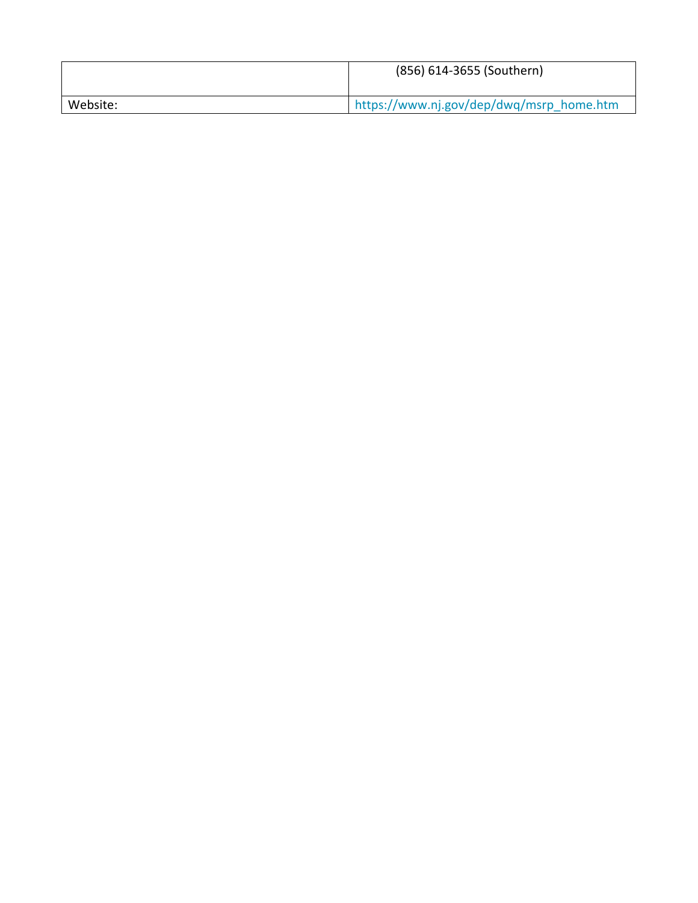| | |
|---|---|
| | (856) 614-3655 (Southern) |
| Website: | https://www.nj.gov/dep/dwq/msrp_home.htm |